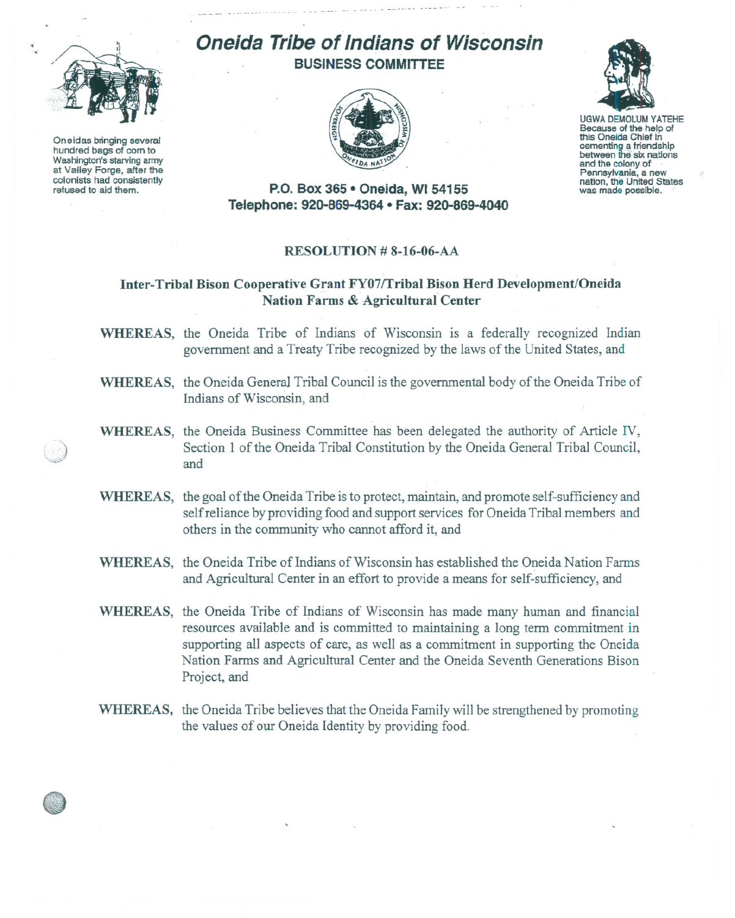# Oneida Tribe of Indians of Wisconsin

**BUSINESS COMMITTEE**

Oneidas bringing several hundred bags of corn to Washington's starving army at Valley Forge, after the colonists had consistently refused to aid them.

UGWA DEMOLUM YATEHE
Because of the help of this Oneida Chief in cementing a friendship between the six nations and the colony of Pennsylvania, a new nation, the United States was made possible.

**P.O. Box 365 • Oneida, WI 54155**
**Telephone: 920-869-4364 • Fax: 920-869-4040**

## RESOLUTION # 8-16-06-AA

### Inter-Tribal Bison Cooperative Grant FY07/Tribal Bison Herd Development/Oneida Nation Farms & Agricultural Center

**WHEREAS,** the Oneida Tribe of Indians of Wisconsin is a federally recognized Indian government and a Treaty Tribe recognized by the laws of the United States, and

**WHEREAS,** the Oneida General Tribal Council is the governmental body of the Oneida Tribe of Indians of Wisconsin, and

**WHEREAS,** the Oneida Business Committee has been delegated the authority of Article IV, Section 1 of the Oneida Tribal Constitution by the Oneida General Tribal Council, and

**WHEREAS,** the goal of the Oneida Tribe is to protect, maintain, and promote self-sufficiency and self reliance by providing food and support services for Oneida Tribal members and others in the community who cannot afford it, and

**WHEREAS,** the Oneida Tribe of Indians of Wisconsin has established the Oneida Nation Farms and Agricultural Center in an effort to provide a means for self-sufficiency, and

**WHEREAS,** the Oneida Tribe of Indians of Wisconsin has made many human and financial resources available and is committed to maintaining a long term commitment in supporting all aspects of care, as well as a commitment in supporting the Oneida Nation Farms and Agricultural Center and the Oneida Seventh Generations Bison Project, and

**WHEREAS,** the Oneida Tribe believes that the Oneida Family will be strengthened by promoting the values of our Oneida Identity by providing food.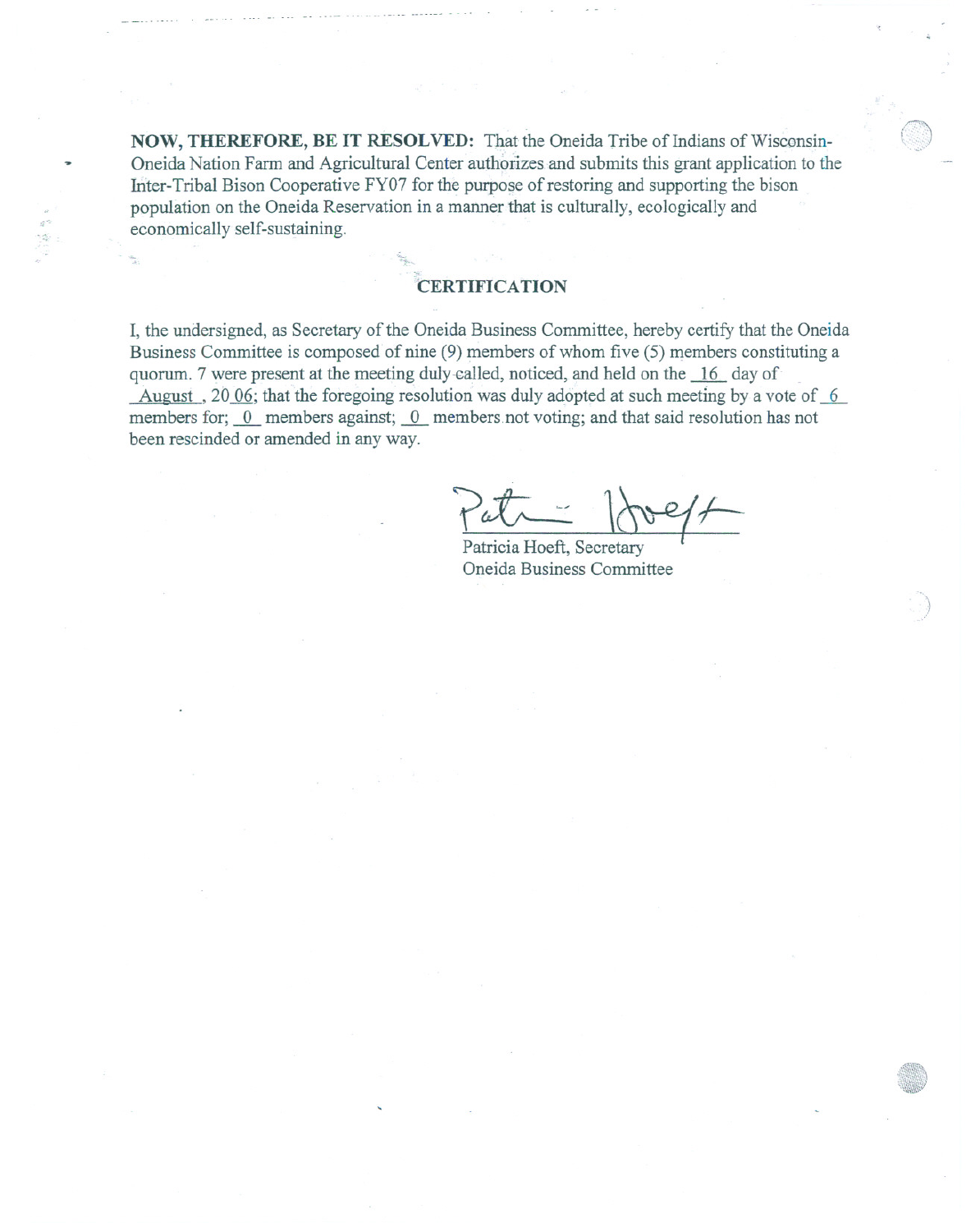**NOW, THEREFORE, BE IT RESOLVED:** That the Oneida Tribe of Indians of Wisconsin-Oneida Nation Farm and Agricultural Center authorizes and submits this grant application to the Inter-Tribal Bison Cooperative FY07 for the purpose of restoring and supporting the bison population on the Oneida Reservation in a manner that is culturally, ecologically and economically self-sustaining.

## CERTIFICATION

I, the undersigned, as Secretary of the Oneida Business Committee, hereby certify that the Oneida Business Committee is composed of nine (9) members of whom five (5) members constituting a quorum. 7 were present at the meeting duly called, noticed, and held on the 16 day of August, 20 06; that the foregoing resolution was duly adopted at such meeting by a vote of 6 members for; 0 members against; 0 members not voting; and that said resolution has not been rescinded or amended in any way.

Patricia Hoeft, Secretary
Oneida Business Committee